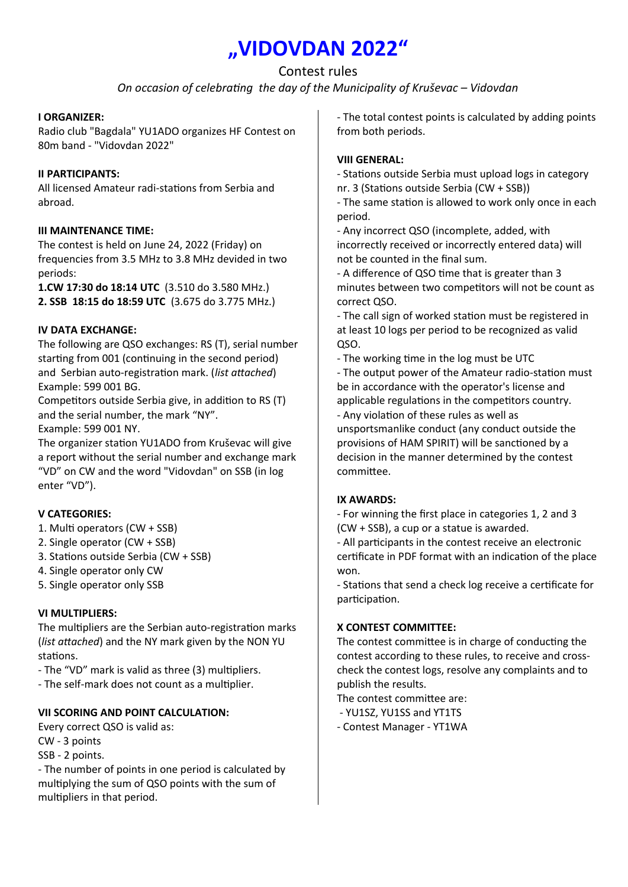# „VIDOVDAN 2022“

Contest rules

*On occasion of celebrating the day of the Municipality of Kruševac – Vidovdan*

### I ORGANIZER:

Radio club "Bagdala" YU1ADO organizes HF Contest on 80m band - "Vidovdan 2022"

### II PARTICIPANTS:

All licensed Amateur radi-stations from Serbia and abroad.

### III MAINTENANCE TIME:

The contest is held on June 24, 2022 (Friday) on frequencies from 3.5 MHz to 3.8 MHz devided in two periods:

**1.CW 17:30 do 18:14 UTC** (3.510 do 3.580 MHz.)
**2. SSB 18:15 do 18:59 UTC** (3.675 do 3.775 MHz.)

### IV DATA EXCHANGE:

The following are QSO exchanges: RS (T), serial number starting from 001 (continuing in the second period) and Serbian auto-registration mark. (*list attached*)
Example: 599 001 BG.

Competitors outside Serbia give, in addition to RS (T) and the serial number, the mark “NY”.
Example: 599 001 NY.

The organizer station YU1ADO from Kruševac will give a report without the serial number and exchange mark “VD” on CW and the word "Vidovdan" on SSB (in log enter “VD”).

### V CATEGORIES:

1. Multi operators (CW + SSB)
2. Single operator (CW + SSB)
3. Stations outside Serbia (CW + SSB)
4. Single operator only CW
5. Single operator only SSB

### VI MULTIPLIERS:

The multipliers are the Serbian auto-registration marks (*list attached*) and the NY mark given by the NON YU stations.

- The “VD” mark is valid as three (3) multipliers.
- The self-mark does not count as a multiplier.

### VII SCORING AND POINT CALCULATION:

Every correct QSO is valid as:
CW - 3 points
SSB - 2 points.

- The number of points in one period is calculated by multiplying the sum of QSO points with the sum of multipliers in that period.
- The total contest points is calculated by adding points from both periods.

### VIII GENERAL:

- Stations outside Serbia must upload logs in category nr. 3 (Stations outside Serbia (CW + SSB))
- The same station is allowed to work only once in each period.
- Any incorrect QSO (incomplete, added, with incorrectly received or incorrectly entered data) will not be counted in the final sum.
- A difference of QSO time that is greater than 3 minutes between two competitors will not be count as correct QSO.
- The call sign of worked station must be registered in at least 10 logs per period to be recognized as valid QSO.
- The working time in the log must be UTC
- The output power of the Amateur radio-station must be in accordance with the operator's license and applicable regulations in the competitors country.
- Any violation of these rules as well as unsportsmanlike conduct (any conduct outside the provisions of HAM SPIRIT) will be sanctioned by a decision in the manner determined by the contest committee.

### IX AWARDS:

- For winning the first place in categories 1, 2 and 3 (CW + SSB), a cup or a statue is awarded.
- All participants in the contest receive an electronic certificate in PDF format with an indication of the place won.
- Stations that send a check log receive a certificate for participation.

### X CONTEST COMMITTEE:

The contest committee is in charge of conducting the contest according to these rules, to receive and cross-check the contest logs, resolve any complaints and to publish the results.

The contest committee are:

- YU1SZ, YU1SS and YT1TS
- Contest Manager - YT1WA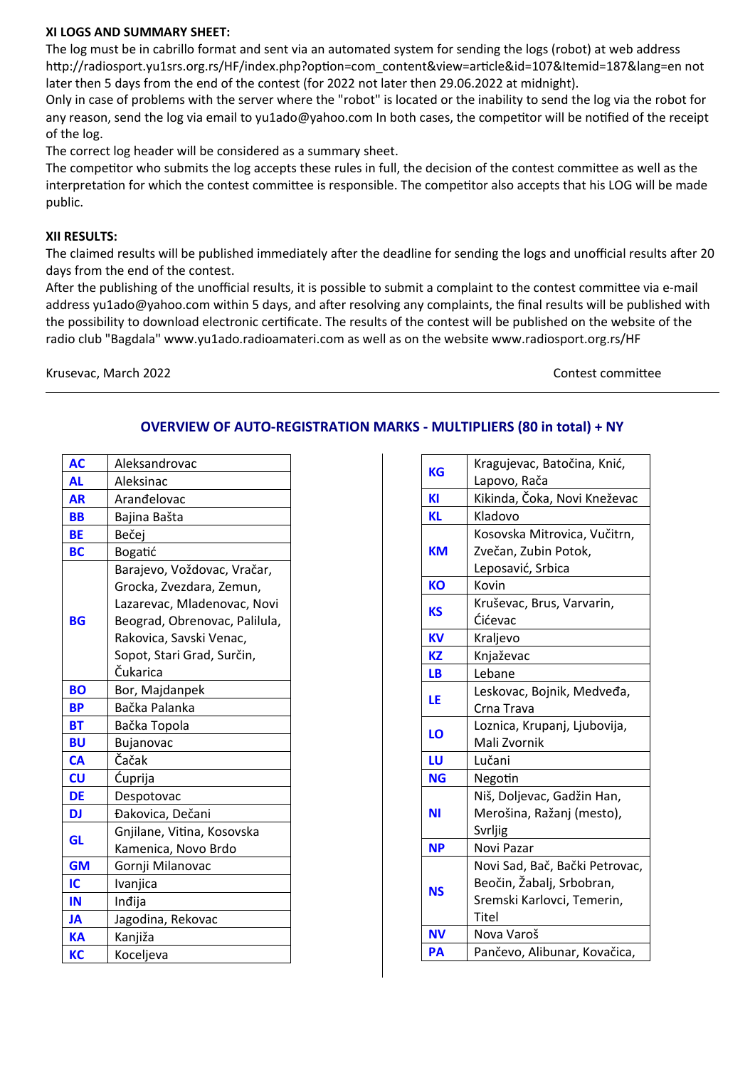**XI LOGS AND SUMMARY SHEET:**

The log must be in cabrillo format and sent via an automated system for sending the logs (robot) at web address http://radiosport.yu1srs.org.rs/HF/index.php?option=com_content&view=article&id=107&Itemid=187&lang=en not later then 5 days from the end of the contest (for 2022 not later then 29.06.2022 at midnight).

Only in case of problems with the server where the "robot" is located or the inability to send the log via the robot for any reason, send the log via email to yu1ado@yahoo.com In both cases, the competitor will be notified of the receipt of the log.

The correct log header will be considered as a summary sheet.

The competitor who submits the log accepts these rules in full, the decision of the contest committee as well as the interpretation for which the contest committee is responsible. The competitor also accepts that his LOG will be made public.

**XII RESULTS:**

The claimed results will be published immediately after the deadline for sending the logs and unofficial results after 20 days from the end of the contest.

After the publishing of the unofficial results, it is possible to submit a complaint to the contest committee via e-mail address yu1ado@yahoo.com within 5 days, and after resolving any complaints, the final results will be published with the possibility to download electronic certificate. The results of the contest will be published on the website of the radio club "Bagdala" www.yu1ado.radioamateri.com as well as on the website www.radiosport.org.rs/HF

Krusevac, March 2022

Contest committee

---

## OVERVIEW OF AUTO-REGISTRATION MARKS - MULTIPLIERS (80 in total) + NY

| | |
|---|---|
| **AC** | Aleksandrovac |
| **AL** | Aleksinac |
| **AR** | Aranđelovac |
| **BB** | Bajina Bašta |
| **BE** | Bečej |
| **BC** | Bogatić |
| **BG** | Barajevo, Voždovac, Vračar, Grocka, Zvezdara, Zemun, Lazarevac, Mladenovac, Novi Beograd, Obrenovac, Palilula, Rakovica, Savski Venac, Sopot, Stari Grad, Surčin, Čukarica |
| **BO** | Bor, Majdanpek |
| **BP** | Bačka Palanka |
| **BT** | Bačka Topola |
| **BU** | Bujanovac |
| **CA** | Čačak |
| **CU** | Ćuprija |
| **DE** | Despotovac |
| **DJ** | Đakovica, Dečani |
| **GL** | Gnjilane, Vitina, Kosovska Kamenica, Novo Brdo |
| **GM** | Gornji Milanovac |
| **IC** | Ivanjica |
| **IN** | Inđija |
| **JA** | Jagodina, Rekovac |
| **KA** | Kanjiža |
| **KC** | Koceljeva |

| | |
|---|---|
| **KG** | Kragujevac, Batočina, Knić, Lapovo, Rača |
| **KI** | Kikinda, Čoka, Novi Kneževac |
| **KL** | Kladovo |
| **KM** | Kosovska Mitrovica, Vučitrn, Zvečan, Zubin Potok, Leposavić, Srbica |
| **KO** | Kovin |
| **KS** | Kruševac, Brus, Varvarin, Ćićevac |
| **KV** | Kraljevo |
| **KZ** | Knjaževac |
| **LB** | Lebane |
| **LE** | Leskovac, Bojnik, Medveđa, Crna Trava |
| **LO** | Loznica, Krupanj, Ljubovija, Mali Zvornik |
| **LU** | Lučani |
| **NG** | Negotin |
| **NI** | Niš, Doljevac, Gadžin Han, Merošina, Ražanj (mesto), Svrljig |
| **NP** | Novi Pazar |
| **NS** | Novi Sad, Bač, Bački Petrovac, Beočin, Žabalj, Srbobran, Sremski Karlovci, Temerin, Titel |
| **NV** | Nova Varoš |
| **PA** | Pančevo, Alibunar, Kovačica, |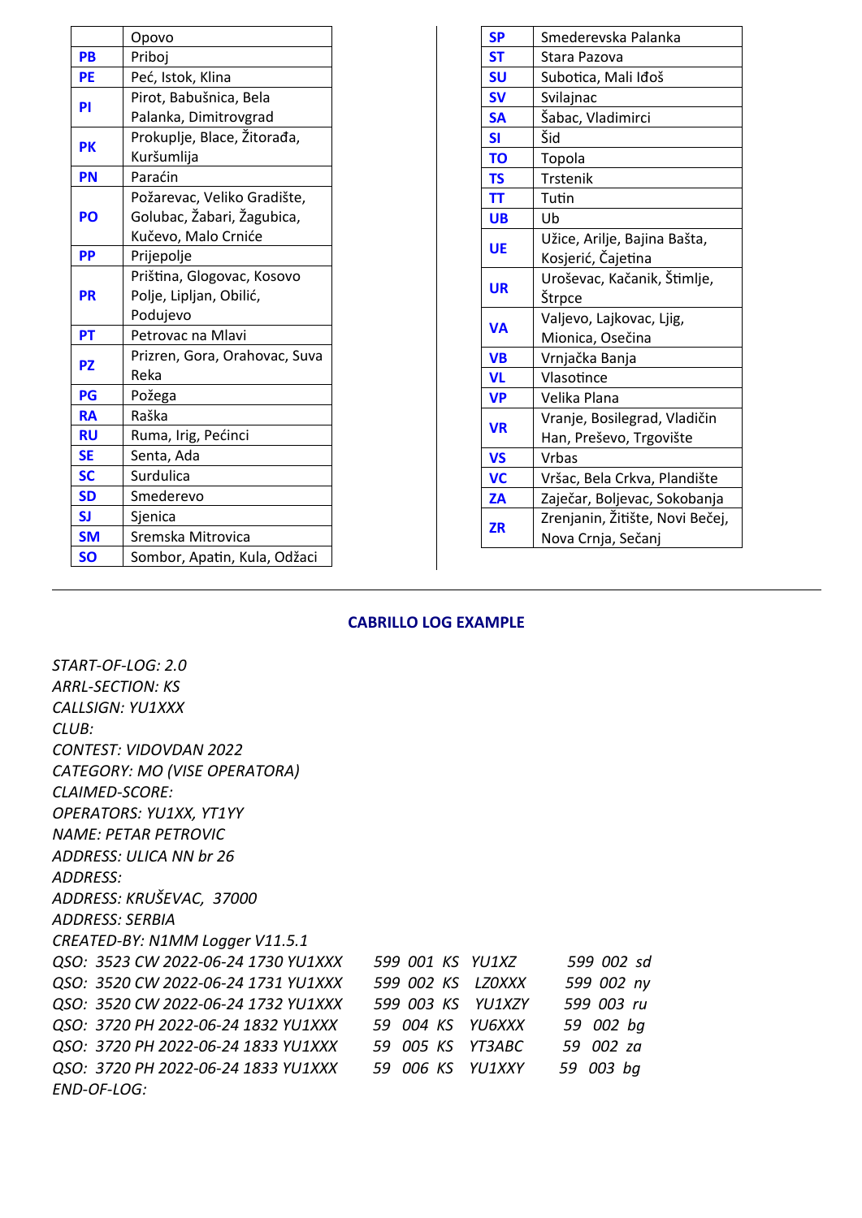| | |
|---|---|
| | Opovo |
| **PB** | Priboj |
| **PE** | Peć, Istok, Klina |
| **PI** | Pirot, Babušnica, Bela Palanka, Dimitrovgrad |
| **PK** | Prokuplje, Blace, Žitorađa, Kuršumlija |
| **PN** | Paraćin |
| **PO** | Požarevac, Veliko Gradište, Golubac, Žabari, Žagubica, Kučevo, Malo Crniće |
| **PP** | Prijepolje |
| **PR** | Priština, Glogovac, Kosovo Polje, Lipljan, Obilić, Podujevo |
| **PT** | Petrovac na Mlavi |
| **PZ** | Prizren, Gora, Orahovac, Suva Reka |
| **PG** | Požega |
| **RA** | Raška |
| **RU** | Ruma, Irig, Pećinci |
| **SE** | Senta, Ada |
| **SC** | Surdulica |
| **SD** | Smederevo |
| **SJ** | Sjenica |
| **SM** | Sremska Mitrovica |
| **SO** | Sombor, Apatin, Kula, Odžaci |

| | |
|---|---|
| **SP** | Smederevska Palanka |
| **ST** | Stara Pazova |
| **SU** | Subotica, Mali Iđoš |
| **SV** | Svilajnac |
| **SA** | Šabac, Vladimirci |
| **SI** | Šid |
| **TO** | Topola |
| **TS** | Trstenik |
| **TT** | Tutin |
| **UB** | Ub |
| **UE** | Užice, Arilje, Bajina Bašta, Kosjerić, Čajetina |
| **UR** | Uroševac, Kačanik, Štimlje, Štrpce |
| **VA** | Valjevo, Lajkovac, Ljig, Mionica, Osečina |
| **VB** | Vrnjačka Banja |
| **VL** | Vlasotince |
| **VP** | Velika Plana |
| **VR** | Vranje, Bosilegrad, Vladičin Han, Preševo, Trgovište |
| **VS** | Vrbas |
| **VC** | Vršac, Bela Crkva, Plandište |
| **ZA** | Zaječar, Boljevac, Sokobanja |
| **ZR** | Zrenjanin, Žitište, Novi Bečej, Nova Crnja, Sečanj |

---

## CABRILLO LOG EXAMPLE

```
START-OF-LOG: 2.0
ARRL-SECTION: KS
CALLSIGN: YU1XXX
CLUB:
CONTEST: VIDOVDAN 2022
CATEGORY: MO (VISE OPERATORA)
CLAIMED-SCORE:
OPERATORS: YU1XX, YT1YY
NAME: PETAR PETROVIC
ADDRESS: ULICA NN br 26
ADDRESS:
ADDRESS: KRUŠEVAC,  37000
ADDRESS: SERBIA
CREATED-BY: N1MM Logger V11.5.1
QSO:  3523 CW 2022-06-24 1730 YU1XXX     599  001  KS   YU1XZ       599  002  sd
QSO:  3520 CW 2022-06-24 1731 YU1XXX     599  002  KS   LZ0XXX      599  002  ny
QSO:  3520 CW 2022-06-24 1732 YU1XXX     599  003  KS   YU1XZY      599  003  ru
QSO:  3720 PH 2022-06-24 1832 YU1XXX     59  004  KS   YU6XXX       59  002  bg
QSO:  3720 PH 2022-06-24 1833 YU1XXX     59  005  KS   YT3ABC       59  002  za
QSO:  3720 PH 2022-06-24 1833 YU1XXX     59  006  KS   YU1XXY       59  003  bg
END-OF-LOG:
```